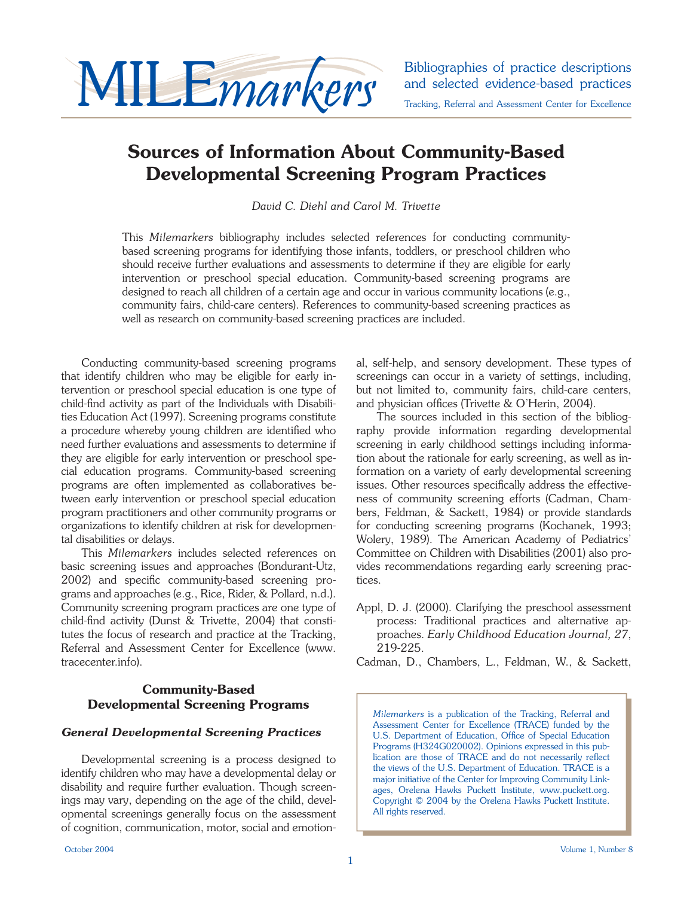# MILEmarkers

Bibliographies of practice descriptions and selected evidence-based practices

Tracking, Referral and Assessment Center for Excellence

## Sources of Information About Community-Based Developmental Screening Program Practices

*David C. Diehl and Carol M. Trivette*

This *Milemarkers* bibliography includes selected references for conducting community-based screening programs for identifying those infants, toddlers, or preschool children who should receive further evaluations and assessments to determine if they are eligible for early intervention or preschool special education. Community-based screening programs are designed to reach all children of a certain age and occur in various community locations (e.g., community fairs, child-care centers). References to community-based screening practices as well as research on community-based screening practices are included.

Conducting community-based screening programs that identify children who may be eligible for early intervention or preschool special education is one type of child-find activity as part of the Individuals with Disabilities Education Act (1997). Screening programs constitute a procedure whereby young children are identified who need further evaluations and assessments to determine if they are eligible for early intervention or preschool special education programs. Community-based screening programs are often implemented as collaboratives between early intervention or preschool special education program practitioners and other community programs or organizations to identify children at risk for developmental disabilities or delays.

This *Milemarkers* includes selected references on basic screening issues and approaches (Bondurant-Utz, 2002) and specific community-based screening programs and approaches (e.g., Rice, Rider, & Pollard, n.d.). Community screening program practices are one type of child-find activity (Dunst & Trivette, 2004) that constitutes the focus of research and practice at the Tracking, Referral and Assessment Center for Excellence (www.tracecenter.info).

### Community-Based Developmental Screening Programs

#### *General Developmental Screening Practices*

Developmental screening is a process designed to identify children who may have a developmental delay or disability and require further evaluation. Though screenings may vary, depending on the age of the child, developmental screenings generally focus on the assessment of cognition, communication, motor, social and emotional, self-help, and sensory development. These types of screenings can occur in a variety of settings, including, but not limited to, community fairs, child-care centers, and physician offices (Trivette & O'Herin, 2004).

The sources included in this section of the bibliography provide information regarding developmental screening in early childhood settings including information about the rationale for early screening, as well as information on a variety of early developmental screening issues. Other resources specifically address the effectiveness of community screening efforts (Cadman, Chambers, Feldman, & Sackett, 1984) or provide standards for conducting screening programs (Kochanek, 1993; Wolery, 1989). The American Academy of Pediatrics' Committee on Children with Disabilities (2001) also provides recommendations regarding early screening practices.

Appl, D. J. (2000). Clarifying the preschool assessment process: Traditional practices and alternative approaches. *Early Childhood Education Journal, 27*, 219-225.

Cadman, D., Chambers, L., Feldman, W., & Sackett,

*Milemarkers* is a publication of the Tracking, Referral and Assessment Center for Excellence (TRACE) funded by the U.S. Department of Education, Office of Special Education Programs (H324G020002). Opinions expressed in this publication are those of TRACE and do not necessarily reflect the views of the U.S. Department of Education. TRACE is a major initiative of the Center for Improving Community Linkages, Orelena Hawks Puckett Institute, www.puckett.org. Copyright © 2004 by the Orelena Hawks Puckett Institute. All rights reserved.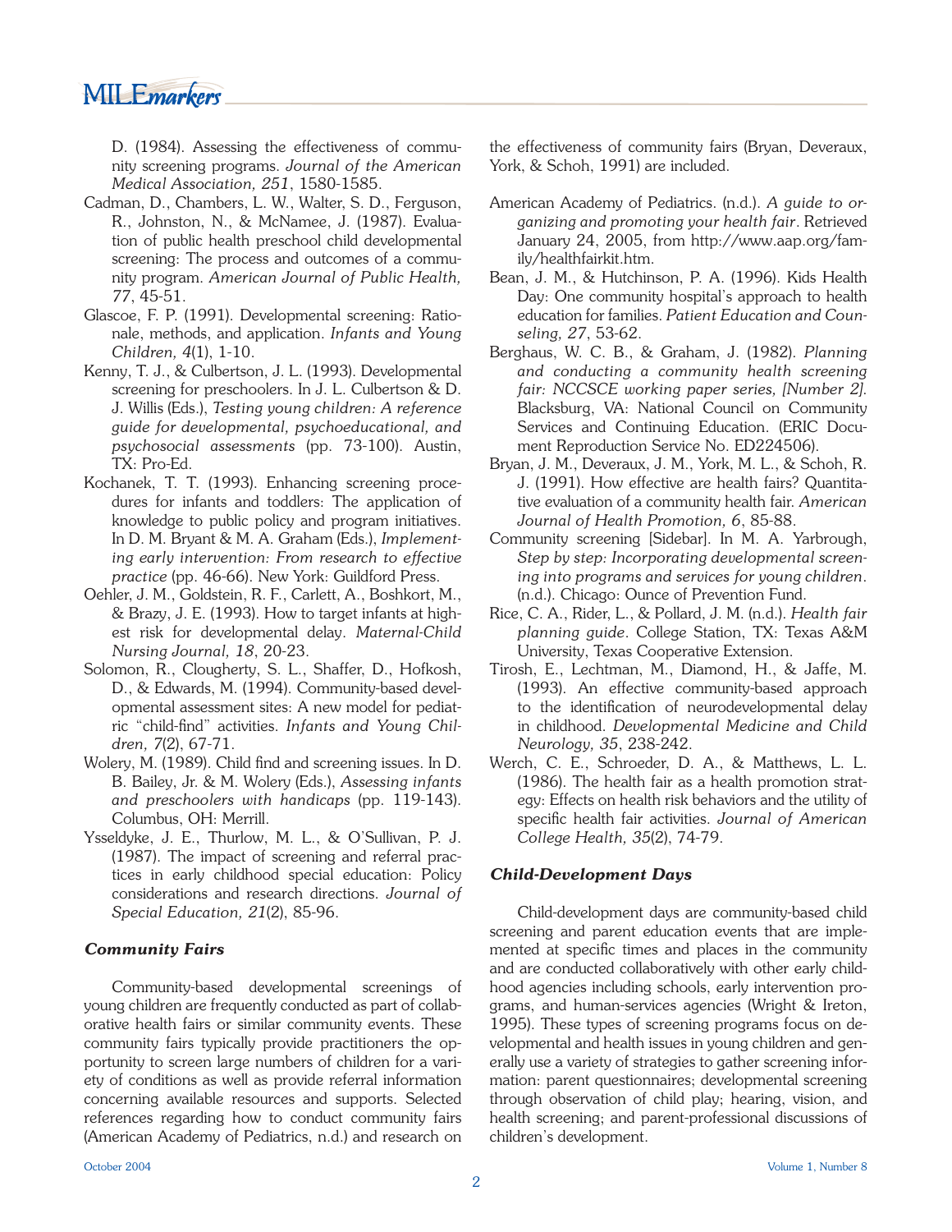D. (1984). Assessing the effectiveness of community screening programs. *Journal of the American Medical Association, 251*, 1580-1585.

Cadman, D., Chambers, L. W., Walter, S. D., Ferguson, R., Johnston, N., & McNamee, J. (1987). Evaluation of public health preschool child developmental screening: The process and outcomes of a community program. *American Journal of Public Health, 77*, 45-51.

Glascoe, F. P. (1991). Developmental screening: Rationale, methods, and application. *Infants and Young Children, 4*(1), 1-10.

Kenny, T. J., & Culbertson, J. L. (1993). Developmental screening for preschoolers. In J. L. Culbertson & D. J. Willis (Eds.), *Testing young children: A reference guide for developmental, psychoeducational, and psychosocial assessments* (pp. 73-100). Austin, TX: Pro-Ed.

Kochanek, T. T. (1993). Enhancing screening procedures for infants and toddlers: The application of knowledge to public policy and program initiatives. In D. M. Bryant & M. A. Graham (Eds.), *Implementing early intervention: From research to effective practice* (pp. 46-66). New York: Guildford Press.

Oehler, J. M., Goldstein, R. F., Carlett, A., Boshkort, M., & Brazy, J. E. (1993). How to target infants at highest risk for developmental delay. *Maternal-Child Nursing Journal, 18*, 20-23.

Solomon, R., Clougherty, S. L., Shaffer, D., Hofkosh, D., & Edwards, M. (1994). Community-based developmental assessment sites: A new model for pediatric "child-find" activities. *Infants and Young Children, 7*(2), 67-71.

Wolery, M. (1989). Child find and screening issues. In D. B. Bailey, Jr. & M. Wolery (Eds.), *Assessing infants and preschoolers with handicaps* (pp. 119-143). Columbus, OH: Merrill.

Ysseldyke, J. E., Thurlow, M. L., & O'Sullivan, P. J. (1987). The impact of screening and referral practices in early childhood special education: Policy considerations and research directions. *Journal of Special Education, 21*(2), 85-96.

### *Community Fairs*

Community-based developmental screenings of young children are frequently conducted as part of collaborative health fairs or similar community events. These community fairs typically provide practitioners the opportunity to screen large numbers of children for a variety of conditions as well as provide referral information concerning available resources and supports. Selected references regarding how to conduct community fairs (American Academy of Pediatrics, n.d.) and research on the effectiveness of community fairs (Bryan, Deveraux, York, & Schoh, 1991) are included.

American Academy of Pediatrics. (n.d.). *A guide to organizing and promoting your health fair*. Retrieved January 24, 2005, from http://www.aap.org/family/healthfairkit.htm.

Bean, J. M., & Hutchinson, P. A. (1996). Kids Health Day: One community hospital's approach to health education for families. *Patient Education and Counseling, 27*, 53-62.

Berghaus, W. C. B., & Graham, J. (1982). *Planning and conducting a community health screening fair: NCCSCE working paper series, [Number 2].* Blacksburg, VA: National Council on Community Services and Continuing Education. (ERIC Document Reproduction Service No. ED224506).

Bryan, J. M., Deveraux, J. M., York, M. L., & Schoh, R. J. (1991). How effective are health fairs? Quantitative evaluation of a community health fair. *American Journal of Health Promotion, 6*, 85-88.

Community screening [Sidebar]. In M. A. Yarbrough, *Step by step: Incorporating developmental screening into programs and services for young children*. (n.d.). Chicago: Ounce of Prevention Fund.

Rice, C. A., Rider, L., & Pollard, J. M. (n.d.). *Health fair planning guide*. College Station, TX: Texas A&M University, Texas Cooperative Extension.

Tirosh, E., Lechtman, M., Diamond, H., & Jaffe, M. (1993). An effective community-based approach to the identification of neurodevelopmental delay in childhood. *Developmental Medicine and Child Neurology, 35*, 238-242.

Werch, C. E., Schroeder, D. A., & Matthews, L. L. (1986). The health fair as a health promotion strategy: Effects on health risk behaviors and the utility of specific health fair activities. *Journal of American College Health, 35*(2), 74-79.

### *Child-Development Days*

Child-development days are community-based child screening and parent education events that are implemented at specific times and places in the community and are conducted collaboratively with other early childhood agencies including schools, early intervention programs, and human-services agencies (Wright & Ireton, 1995). These types of screening programs focus on developmental and health issues in young children and generally use a variety of strategies to gather screening information: parent questionnaires; developmental screening through observation of child play; hearing, vision, and health screening; and parent-professional discussions of children's development.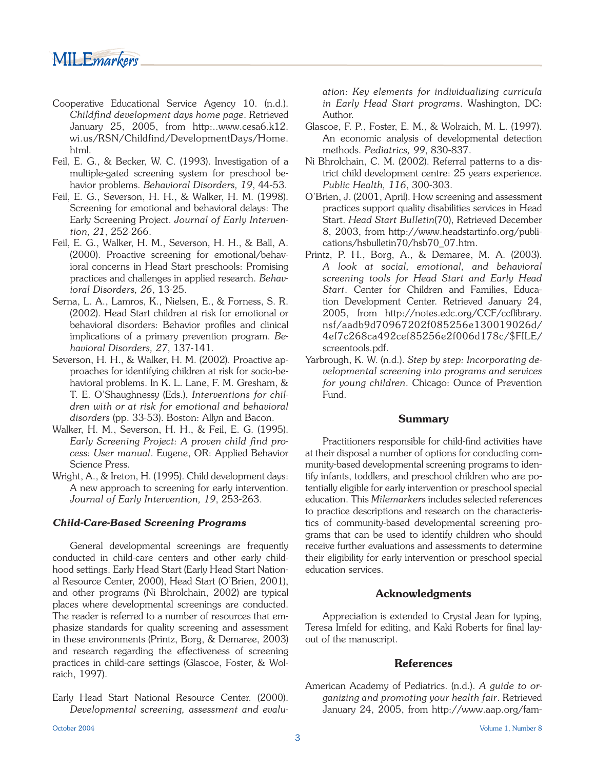Cooperative Educational Service Agency 10. (n.d.). *Childfind development days home page*. Retrieved January 25, 2005, from http:..www.cesa6.k12.wi.us/RSN/Childfind/DevelopmentDays/Home.html.

Feil, E. G., & Becker, W. C. (1993). Investigation of a multiple-gated screening system for preschool behavior problems. *Behavioral Disorders, 19*, 44-53.

Feil, E. G., Severson, H. H., & Walker, H. M. (1998). Screening for emotional and behavioral delays: The Early Screening Project. *Journal of Early Intervention, 21*, 252-266.

Feil, E. G., Walker, H. M., Severson, H. H., & Ball, A. (2000). Proactive screening for emotional/behavioral concerns in Head Start preschools: Promising practices and challenges in applied research. *Behavioral Disorders, 26*, 13-25.

Serna, L. A., Lamros, K., Nielsen, E., & Forness, S. R. (2002). Head Start children at risk for emotional or behavioral disorders: Behavior profiles and clinical implications of a primary prevention program. *Behavioral Disorders, 27*, 137-141.

Severson, H. H., & Walker, H. M. (2002). Proactive approaches for identifying children at risk for socio-behavioral problems. In K. L. Lane, F. M. Gresham, & T. E. O'Shaughnessy (Eds.), *Interventions for children with or at risk for emotional and behavioral disorders* (pp. 33-53). Boston: Allyn and Bacon.

Walker, H. M., Severson, H. H., & Feil, E. G. (1995). *Early Screening Project: A proven child find process: User manual*. Eugene, OR: Applied Behavior Science Press.

Wright, A., & Ireton, H. (1995). Child development days: A new approach to screening for early intervention. *Journal of Early Intervention, 19*, 253-263.

### *Child-Care-Based Screening Programs*

General developmental screenings are frequently conducted in child-care centers and other early childhood settings. Early Head Start (Early Head Start National Resource Center, 2000), Head Start (O'Brien, 2001), and other programs (Ni Bhrolchain, 2002) are typical places where developmental screenings are conducted. The reader is referred to a number of resources that emphasize standards for quality screening and assessment in these environments (Printz, Borg, & Demaree, 2003) and research regarding the effectiveness of screening practices in child-care settings (Glascoe, Foster, & Wolraich, 1997).

Early Head Start National Resource Center. (2000). *Developmental screening, assessment and evaluation: Key elements for individualizing curricula in Early Head Start programs*. Washington, DC: Author.

Glascoe, F. P., Foster, E. M., & Wolraich, M. L. (1997). An economic analysis of developmental detection methods. *Pediatrics, 99*, 830-837.

Ni Bhrolchain, C. M. (2002). Referral patterns to a district child development centre: 25 years experience. *Public Health, 116*, 300-303.

O'Brien, J. (2001, April). How screening and assessment practices support quality disabilities services in Head Start. *Head Start Bulletin*(70), Retrieved December 8, 2003, from http://www.headstartinfo.org/publications/hsbulletin70/hsb70_07.htm.

Printz, P. H., Borg, A., & Demaree, M. A. (2003). *A look at social, emotional, and behavioral screening tools for Head Start and Early Head Start*. Center for Children and Families, Education Development Center. Retrieved January 24, 2005, from http://notes.edc.org/CCF/ccflibrary.nsf/aadb9d70967202f085256e130019026d/4ef7c268ca492cef85256e2f006d178c/$FILE/screentools.pdf.

Yarbrough, K. W. (n.d.). *Step by step: Incorporating developmental screening into programs and services for young children*. Chicago: Ounce of Prevention Fund.

## Summary

Practitioners responsible for child-find activities have at their disposal a number of options for conducting community-based developmental screening programs to identify infants, toddlers, and preschool children who are potentially eligible for early intervention or preschool special education. This *Milemarkers* includes selected references to practice descriptions and research on the characteristics of community-based developmental screening programs that can be used to identify children who should receive further evaluations and assessments to determine their eligibility for early intervention or preschool special education services.

## Acknowledgments

Appreciation is extended to Crystal Jean for typing, Teresa Imfeld for editing, and Kaki Roberts for final layout of the manuscript.

## References

American Academy of Pediatrics. (n.d.). *A guide to organizing and promoting your health fair*. Retrieved January 24, 2005, from http://www.aap.org/fam-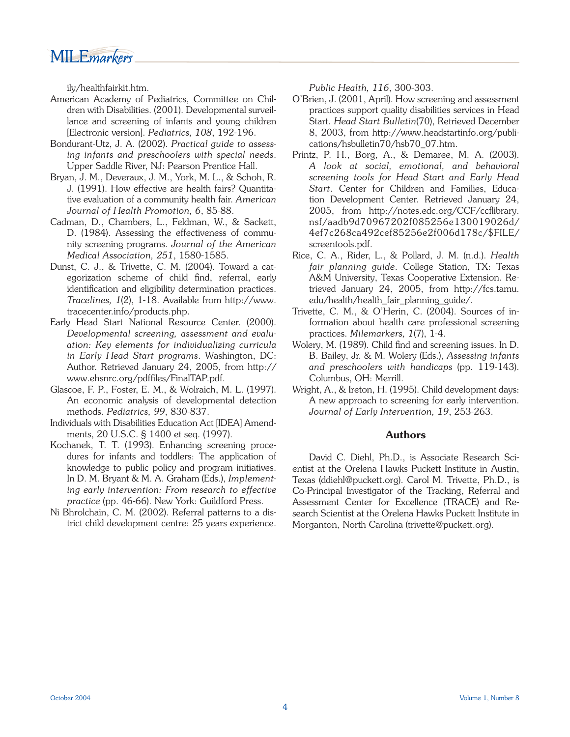ily/healthfairkit.htm.

American Academy of Pediatrics, Committee on Children with Disabilities. (2001). Developmental surveillance and screening of infants and young children [Electronic version]. *Pediatrics, 108*, 192-196.

Bondurant-Utz, J. A. (2002). *Practical guide to assessing infants and preschoolers with special needs*. Upper Saddle River, NJ: Pearson Prentice Hall.

Bryan, J. M., Deveraux, J. M., York, M. L., & Schoh, R. J. (1991). How effective are health fairs? Quantitative evaluation of a community health fair. *American Journal of Health Promotion, 6*, 85-88.

Cadman, D., Chambers, L., Feldman, W., & Sackett, D. (1984). Assessing the effectiveness of community screening programs. *Journal of the American Medical Association, 251*, 1580-1585.

Dunst, C. J., & Trivette, C. M. (2004). Toward a categorization scheme of child find, referral, early identification and eligibility determination practices. *Tracelines, 1*(2), 1-18. Available from http://www.tracecenter.info/products.php.

Early Head Start National Resource Center. (2000). *Developmental screening, assessment and evaluation: Key elements for individualizing curricula in Early Head Start programs*. Washington, DC: Author. Retrieved January 24, 2005, from http://www.ehsnrc.org/pdffiles/FinalTAP.pdf.

Glascoe, F. P., Foster, E. M., & Wolraich, M. L. (1997). An economic analysis of developmental detection methods. *Pediatrics, 99*, 830-837.

Individuals with Disabilities Education Act [IDEA] Amendments, 20 U.S.C. § 1400 et seq. (1997).

Kochanek, T. T. (1993). Enhancing screening procedures for infants and toddlers: The application of knowledge to public policy and program initiatives. In D. M. Bryant & M. A. Graham (Eds.), *Implementing early intervention: From research to effective practice* (pp. 46-66). New York: Guildford Press.

Ni Bhrolchain, C. M. (2002). Referral patterns to a district child development centre: 25 years experience. *Public Health, 116*, 300-303.

O'Brien, J. (2001, April). How screening and assessment practices support quality disabilities services in Head Start. *Head Start Bulletin*(70), Retrieved December 8, 2003, from http://www.headstartinfo.org/publications/hsbulletin70/hsb70_07.htm.

Printz, P. H., Borg, A., & Demaree, M. A. (2003). *A look at social, emotional, and behavioral screening tools for Head Start and Early Head Start*. Center for Children and Families, Education Development Center. Retrieved January 24, 2005, from http://notes.edc.org/CCF/ccflibrary.nsf/aadb9d70967202f085256e130019026d/4ef7c268ca492cef85256e2f006d178c/$FILE/screentools.pdf.

Rice, C. A., Rider, L., & Pollard, J. M. (n.d.). *Health fair planning guide*. College Station, TX: Texas A&M University, Texas Cooperative Extension. Retrieved January 24, 2005, from http://fcs.tamu.edu/health/health_fair_planning_guide/.

Trivette, C. M., & O'Herin, C. (2004). Sources of information about health care professional screening practices. *Milemarkers, 1*(7), 1-4.

Wolery, M. (1989). Child find and screening issues. In D. B. Bailey, Jr. & M. Wolery (Eds.), *Assessing infants and preschoolers with handicaps* (pp. 119-143). Columbus, OH: Merrill.

Wright, A., & Ireton, H. (1995). Child development days: A new approach to screening for early intervention. *Journal of Early Intervention, 19*, 253-263.

## Authors

David C. Diehl, Ph.D., is Associate Research Scientist at the Orelena Hawks Puckett Institute in Austin, Texas (ddiehl@puckett.org). Carol M. Trivette, Ph.D., is Co-Principal Investigator of the Tracking, Referral and Assessment Center for Excellence (TRACE) and Research Scientist at the Orelena Hawks Puckett Institute in Morganton, North Carolina (trivette@puckett.org).